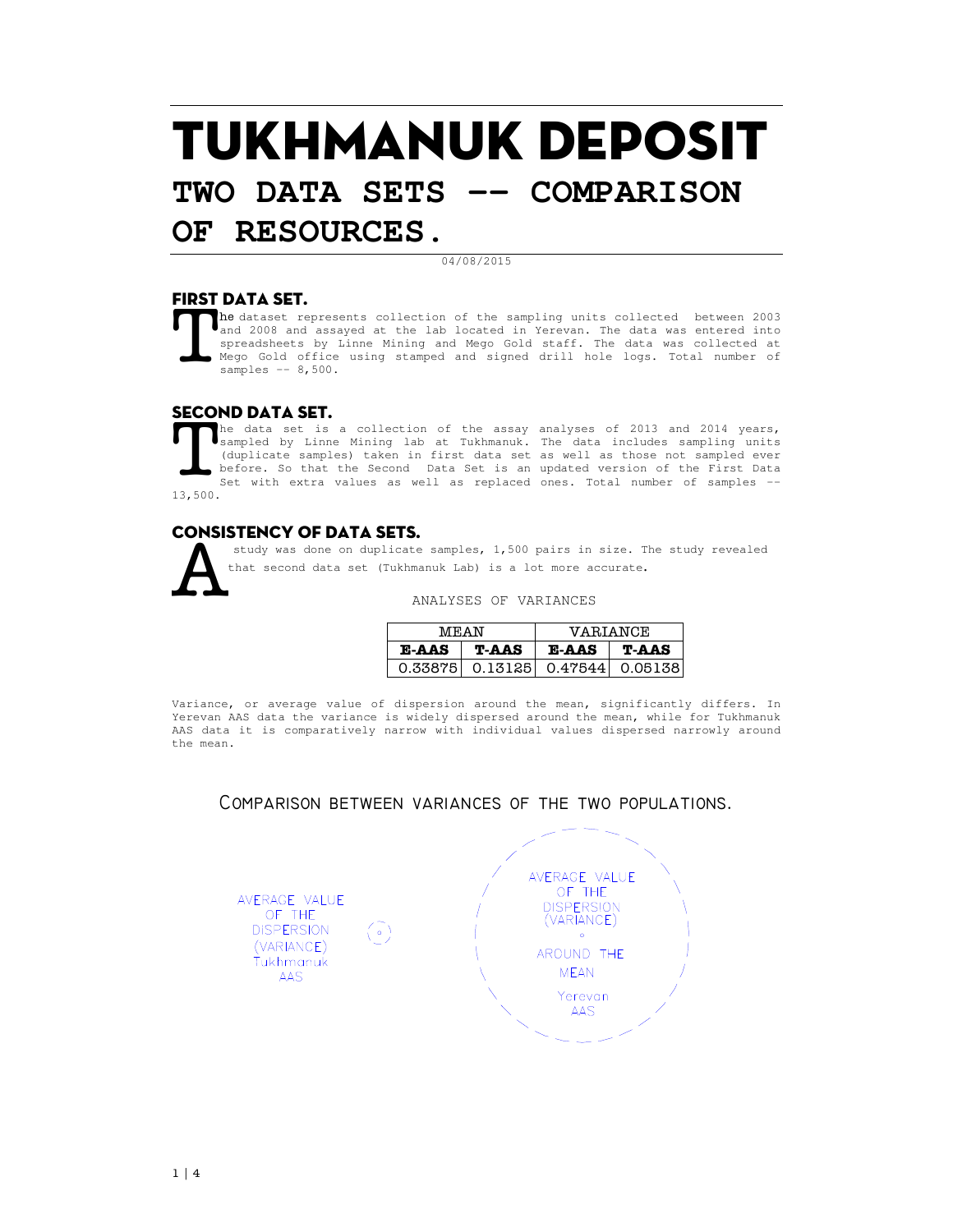# TUKHMANUK DEPOSIT

## TWO DATA SETS -- COMPARISON OF RESOURCES.

04/08/2015

### FIRST DATA SET.

The dataset represents collection of the sampling units collected between 2003 and 2008 and assayed at the lab located in Yerevan. The data was entered into spreadsheets by Linne Mining and Mego Gold staff. The data was collected at Mego Gold office using stamped and signed drill hole logs. Total number of samples -- 8,500.

### SECOND DATA SET.

The data set is a collection of the assay analyses of 2013 and 2014 years, sampled by Linne Mining lab at Tukhmanuk. The data includes sampling units (duplicate samples) taken in first data set as well as those not sampled ever before. So that the Second Data Set is an updated version of the First Data Set with extra values as well as replaced ones. Total number of samples -- 13,500.

### CONSISTENCY OF DATA SETS.

A study was done on duplicate samples, 1,500 pairs in size. The study revealed that second data set (Tukhmanuk Lab) is a lot more accurate.

ANALYSES OF VARIANCES

| MEAN | | VARIANCE | |
|---|---|---|---|
| **E-AAS** | **T-AAS** | **E-AAS** | **T-AAS** |
| 0.33875 | 0.13125 | 0.47544 | 0.05138 |

Variance, or average value of dispersion around the mean, significantly differs. In Yerevan AAS data the variance is widely dispersed around the mean, while for Tukhmanuk AAS data it is comparatively narrow with individual values dispersed narrowly around the mean.

COMPARISON BETWEEN VARIANCES OF THE TWO POPULATIONS.

AVERAGE VALUE OF THE DISPERSION (VARIANCE) Tukhmanuk AAS

AVERAGE VALUE OF THE DISPERSION (VARIANCE) AROUND THE MEAN Yerevan AAS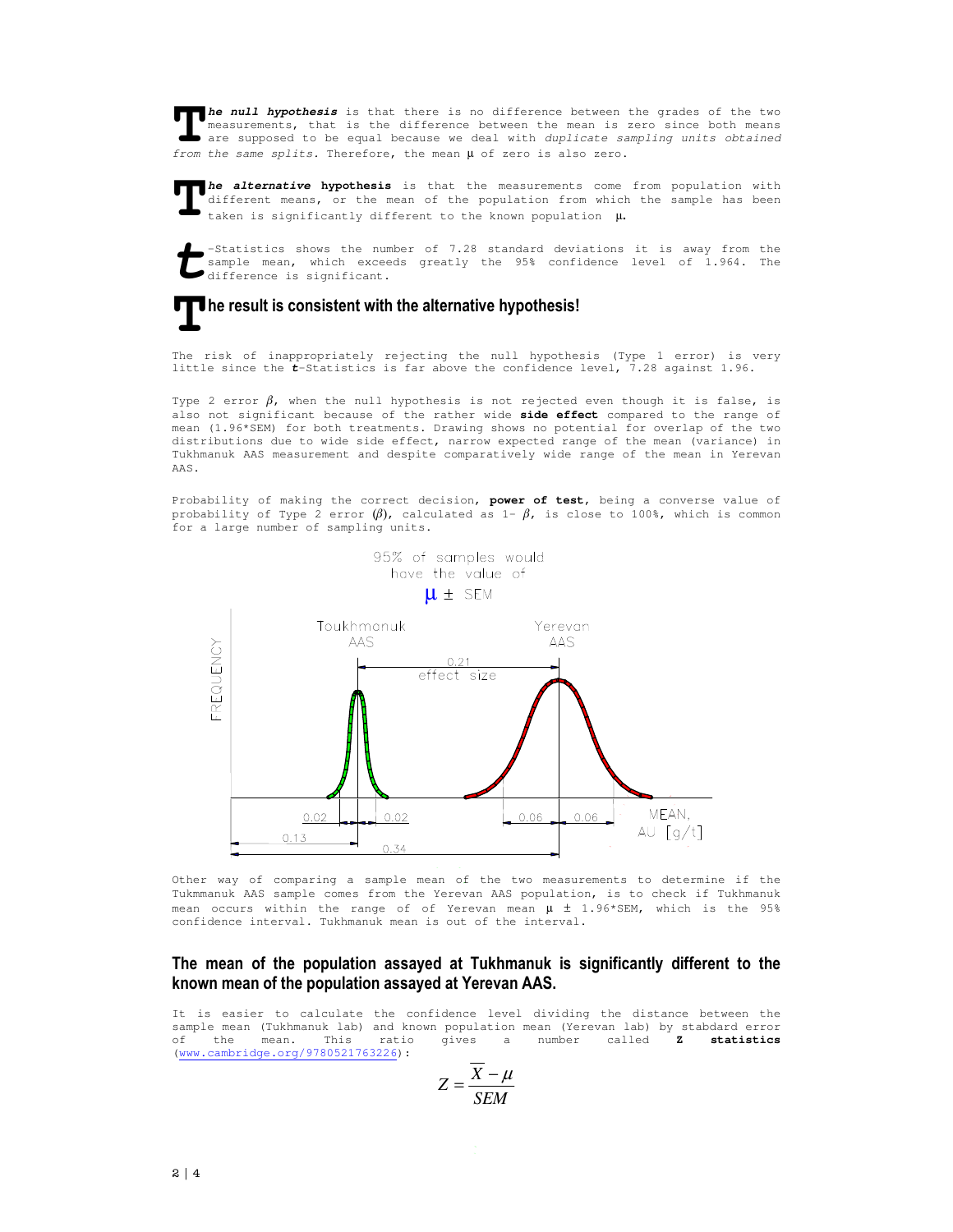**The null hypothesis** is that there is no difference between the grades of the two measurements, that is the difference between the mean is zero since both means are supposed to be equal because we deal with *duplicate sampling units obtained from the same splits.* Therefore, the mean μ of zero is also zero.

**The alternative hypothesis** is that the measurements come from population with different means, or the mean of the population from which the sample has been taken is significantly different to the known population **μ.**

***t***-Statistics shows the number of 7.28 standard deviations it is away from the sample mean, which exceeds greatly the 95% confidence level of 1.964. The difference is significant.

## The result is consistent with the alternative hypothesis!

The risk of inappropriately rejecting the null hypothesis (Type 1 error) is very little since the ***t***-Statistics is far above the confidence level, 7.28 against 1.96.

Type 2 error $\beta$, when the null hypothesis is not rejected even though it is false, is also not significant because of the rather wide **side effect** compared to the range of mean (1.96*SEM) for both treatments. Drawing shows no potential for overlap of the two distributions due to wide side effect, narrow expected range of the mean (variance) in Tukhmanuk AAS measurement and despite comparatively wide range of the mean in Yerevan AAS.

Probability of making the correct decision, **power of test**, being a converse value of probability of Type 2 error ($\beta$), calculated as 1- $\beta$, is close to 100%, which is common for a large number of sampling units.

95% of samples would have the value of μ ± SEM

Toukhmanuk AAS — Yerevan AAS — 0.21 effect size — FREQUENCY — 0.02 | 0.02 — 0.06 | 0.06 — 0.13 — 0.34 — MEAN, AU [g/t]

Other way of comparing a sample mean of the two measurements to determine if the Tukmmanuk AAS sample comes from the Yerevan AAS population, is to check if Tukhmanuk mean occurs within the range of of Yerevan mean μ ± 1.96*SEM, which is the 95% confidence interval. Tukhmanuk mean is out of the interval.

## The mean of the population assayed at Tukhmanuk is significantly different to the known mean of the population assayed at Yerevan AAS.

It is easier to calculate the confidence level dividing the distance between the sample mean (Tukhmanuk lab) and known population mean (Yerevan lab) by stabdard error of the mean. This ratio gives a number called **Z statistics** (www.cambridge.org/9780521763226):

$$Z = \frac{\overline{X} - \mu}{SEM}$$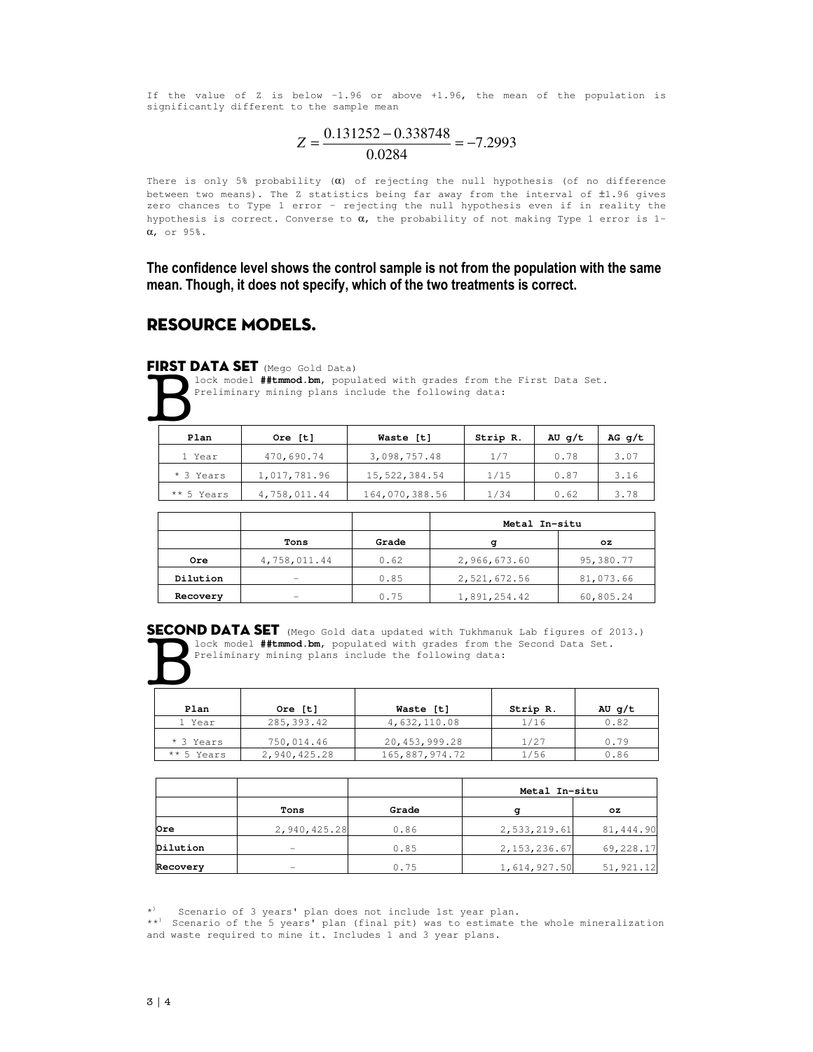If the value of Z is below -1.96 or above +1.96, the mean of the population is significantly different to the sample mean

$$Z = \frac{0.131252 - 0.338748}{0.0284} = -7.2993$$

There is only 5% probability ($\alpha$) of rejecting the null hypothesis (of no difference between two means). The Z statistics being far away from the interval of ±1.96 gives zero chances to Type 1 error - rejecting the null hypothesis even if in reality the hypothesis is correct. Converse to $\alpha$, the probability of not making Type 1 error is $1-\alpha$, or 95%.

**The confidence level shows the control sample is not from the population with the same mean. Though, it does not specify, which of the two treatments is correct.**

## RESOURCE MODELS.

### FIRST DATA SET (Mego Gold Data)

Block model **##tmmod.bm**, populated with grades from the First Data Set. Preliminary mining plans include the following data:

| Plan | Ore [t] | Waste [t] | Strip R. | AU g/t | AG g/t |
|---|---|---|---|---|---|
| 1 Year | 470,690.74 | 3,098,757.48 | 1/7 | 0.78 | 3.07 |
| * 3 Years | 1,017,781.96 | 15,522,384.54 | 1/15 | 0.87 | 3.16 |
| ** 5 Years | 4,758,011.44 | 164,070,388.56 | 1/34 | 0.62 | 3.78 |

| | | | Metal In-situ | |
|---|---|---|---|---|
| | Tons | Grade | g | oz |
| Ore | 4,758,011.44 | 0.62 | 2,966,673.60 | 95,380.77 |
| Dilution | - | 0.85 | 2,521,672.56 | 81,073.66 |
| Recovery | - | 0.75 | 1,891,254.42 | 60,805.24 |

### SECOND DATA SET (Mego Gold data updated with Tukhmanuk Lab figures of 2013.)

Block model **##tmmod.bm**, populated with grades from the Second Data Set. Preliminary mining plans include the following data:

| Plan | Ore [t] | Waste [t] | Strip R. | AU g/t |
|---|---|---|---|---|
| 1 Year | 285,393.42 | 4,632,110.08 | 1/16 | 0.82 |
| * 3 Years | 750,014.46 | 20,453,999.28 | 1/27 | 0.79 |
| ** 5 Years | 2,940,425.28 | 165,887,974.72 | 1/56 | 0.86 |

| | | | Metal In-situ | |
|---|---|---|---|---|
| | Tons | Grade | g | oz |
| Ore | 2,940,425.28 | 0.86 | 2,533,219.61 | 81,444.90 |
| Dilution | - | 0.85 | 2,153,236.67 | 69,228.17 |
| Recovery | - | 0.75 | 1,614,927.50 | 51,921.12 |

*) Scenario of 3 years' plan does not include 1st year plan.
**) Scenario of the 5 years' plan (final pit) was to estimate the whole mineralization and waste required to mine it. Includes 1 and 3 year plans.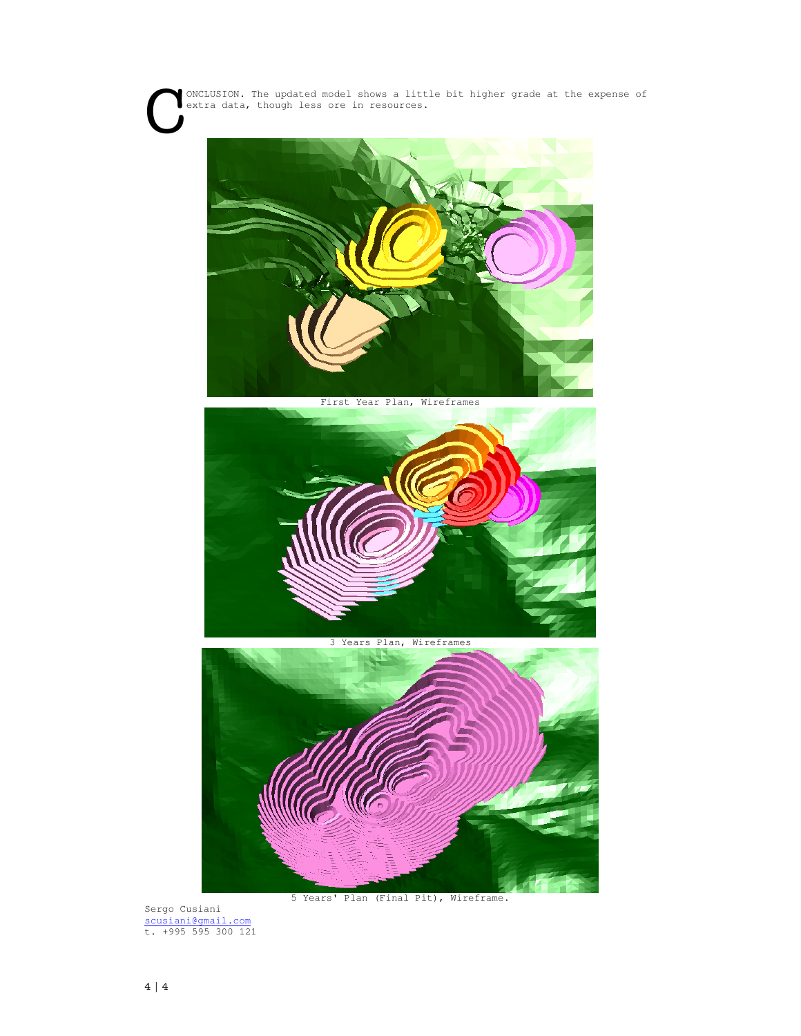CONCLUSION. The updated model shows a little bit higher grade at the expense of extra data, though less ore in resources.

First Year Plan, Wireframes

3 Years Plan, Wireframes

5 Years' Plan (Final Pit), Wireframe.

Sergo Cusiani
scusiani@gmail.com
t. +995 595 300 121